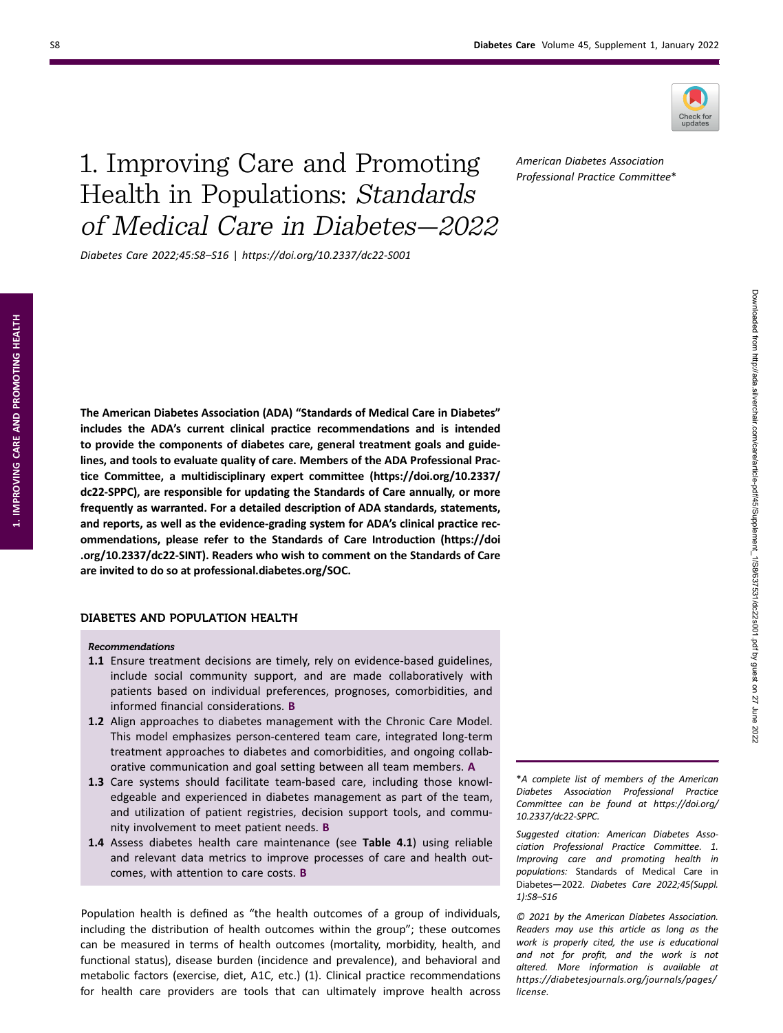# 1. Improving Care and Promoting Health in Populations: *Standards of Medical Care in Diabetes—2022*

*Diabetes Care 2022;45:S8–S16 | https://doi.org/10.2337/dc22-S001*

*American Diabetes Association Professional Practice Committee**

**The American Diabetes Association (ADA) "Standards of Medical Care in Diabetes" includes the ADA's current clinical practice recommendations and is intended to provide the components of diabetes care, general treatment goals and guidelines, and tools to evaluate quality of care. Members of the ADA Professional Practice Committee, a multidisciplinary expert committee (https://doi.org/10.2337/dc22-SPPC), are responsible for updating the Standards of Care annually, or more frequently as warranted. For a detailed description of ADA standards, statements, and reports, as well as the evidence-grading system for ADA's clinical practice recommendations, please refer to the Standards of Care Introduction (https://doi.org/10.2337/dc22-SINT). Readers who wish to comment on the Standards of Care are invited to do so at professional.diabetes.org/SOC.**

## DIABETES AND POPULATION HEALTH

*Recommendations*

**1.1** Ensure treatment decisions are timely, rely on evidence-based guidelines, include social community support, and are made collaboratively with patients based on individual preferences, prognoses, comorbidities, and informed financial considerations. **B**

**1.2** Align approaches to diabetes management with the Chronic Care Model. This model emphasizes person-centered team care, integrated long-term treatment approaches to diabetes and comorbidities, and ongoing collaborative communication and goal setting between all team members. **A**

**1.3** Care systems should facilitate team-based care, including those knowledgeable and experienced in diabetes management as part of the team, and utilization of patient registries, decision support tools, and community involvement to meet patient needs. **B**

**1.4** Assess diabetes health care maintenance (see **Table 4.1**) using reliable and relevant data metrics to improve processes of care and health outcomes, with attention to care costs. **B**

Population health is defined as "the health outcomes of a group of individuals, including the distribution of health outcomes within the group"; these outcomes can be measured in terms of health outcomes (mortality, morbidity, health, and functional status), disease burden (incidence and prevalence), and behavioral and metabolic factors (exercise, diet, A1C, etc.) (1). Clinical practice recommendations for health care providers are tools that can ultimately improve health across

*A complete list of members of the American Diabetes Association Professional Practice Committee can be found at https://doi.org/10.2337/dc22-SPPC.

*Suggested citation: American Diabetes Association Professional Practice Committee. 1. Improving care and promoting health in populations:* Standards of Medical Care in Diabetes—2022. *Diabetes Care 2022;45(Suppl. 1):S8–S16*

*© 2021 by the American Diabetes Association. Readers may use this article as long as the work is properly cited, the use is educational and not for profit, and the work is not altered. More information is available at https://diabetesjournals.org/journals/pages/license.*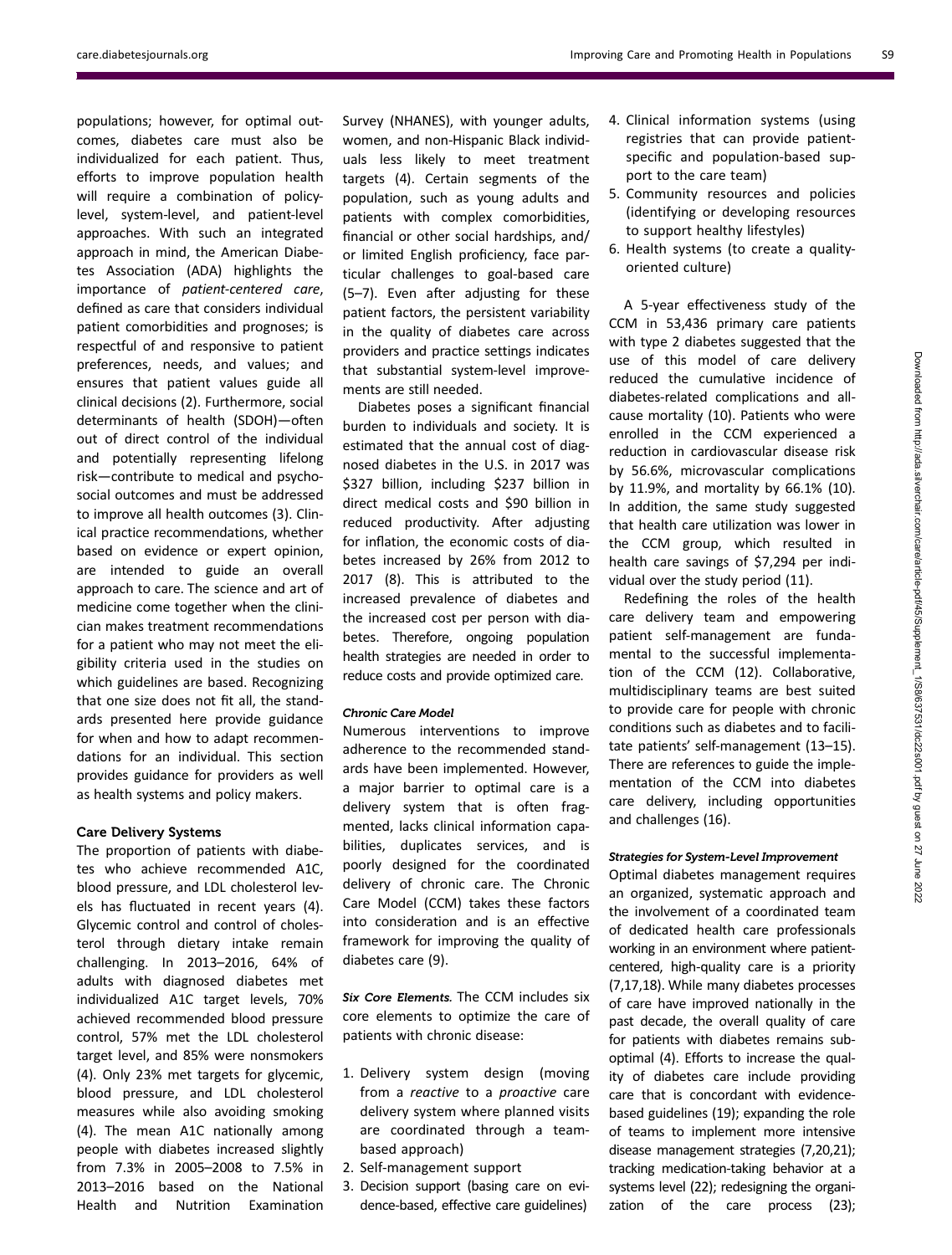populations; however, for optimal outcomes, diabetes care must also be individualized for each patient. Thus, efforts to improve population health will require a combination of policy-level, system-level, and patient-level approaches. With such an integrated approach in mind, the American Diabetes Association (ADA) highlights the importance of *patient-centered care*, defined as care that considers individual patient comorbidities and prognoses; is respectful of and responsive to patient preferences, needs, and values; and ensures that patient values guide all clinical decisions (2). Furthermore, social determinants of health (SDOH)—often out of direct control of the individual and potentially representing lifelong risk—contribute to medical and psychosocial outcomes and must be addressed to improve all health outcomes (3). Clinical practice recommendations, whether based on evidence or expert opinion, are intended to guide an overall approach to care. The science and art of medicine come together when the clinician makes treatment recommendations for a patient who may not meet the eligibility criteria used in the studies on which guidelines are based. Recognizing that one size does not fit all, the standards presented here provide guidance for when and how to adapt recommendations for an individual. This section provides guidance for providers as well as health systems and policy makers.

## Care Delivery Systems

The proportion of patients with diabetes who achieve recommended A1C, blood pressure, and LDL cholesterol levels has fluctuated in recent years (4). Glycemic control and control of cholesterol through dietary intake remain challenging. In 2013–2016, 64% of adults with diagnosed diabetes met individualized A1C target levels, 70% achieved recommended blood pressure control, 57% met the LDL cholesterol target level, and 85% were nonsmokers (4). Only 23% met targets for glycemic, blood pressure, and LDL cholesterol measures while also avoiding smoking (4). The mean A1C nationally among people with diabetes increased slightly from 7.3% in 2005–2008 to 7.5% in 2013–2016 based on the National Health and Nutrition Examination Survey (NHANES), with younger adults, women, and non-Hispanic Black individuals less likely to meet treatment targets (4). Certain segments of the population, such as young adults and patients with complex comorbidities, financial or other social hardships, and/or limited English proficiency, face particular challenges to goal-based care (5–7). Even after adjusting for these patient factors, the persistent variability in the quality of diabetes care across providers and practice settings indicates that substantial system-level improvements are still needed.

Diabetes poses a significant financial burden to individuals and society. It is estimated that the annual cost of diagnosed diabetes in the U.S. in 2017 was \$327 billion, including \$237 billion in direct medical costs and \$90 billion in reduced productivity. After adjusting for inflation, the economic costs of diabetes increased by 26% from 2012 to 2017 (8). This is attributed to the increased prevalence of diabetes and the increased cost per person with diabetes. Therefore, ongoing population health strategies are needed in order to reduce costs and provide optimized care.

### *Chronic Care Model*

Numerous interventions to improve adherence to the recommended standards have been implemented. However, a major barrier to optimal care is a delivery system that is often fragmented, lacks clinical information capabilities, duplicates services, and is poorly designed for the coordinated delivery of chronic care. The Chronic Care Model (CCM) takes these factors into consideration and is an effective framework for improving the quality of diabetes care (9).

***Six Core Elements.*** The CCM includes six core elements to optimize the care of patients with chronic disease:

1. Delivery system design (moving from a *reactive* to a *proactive* care delivery system where planned visits are coordinated through a team-based approach)
2. Self-management support
3. Decision support (basing care on evidence-based, effective care guidelines)
4. Clinical information systems (using registries that can provide patient-specific and population-based support to the care team)
5. Community resources and policies (identifying or developing resources to support healthy lifestyles)
6. Health systems (to create a quality-oriented culture)

A 5-year effectiveness study of the CCM in 53,436 primary care patients with type 2 diabetes suggested that the use of this model of care delivery reduced the cumulative incidence of diabetes-related complications and all-cause mortality (10). Patients who were enrolled in the CCM experienced a reduction in cardiovascular disease risk by 56.6%, microvascular complications by 11.9%, and mortality by 66.1% (10). In addition, the same study suggested that health care utilization was lower in the CCM group, which resulted in health care savings of \$7,294 per individual over the study period (11).

Redefining the roles of the health care delivery team and empowering patient self-management are fundamental to the successful implementation of the CCM (12). Collaborative, multidisciplinary teams are best suited to provide care for people with chronic conditions such as diabetes and to facilitate patients' self-management (13–15). There are references to guide the implementation of the CCM into diabetes care delivery, including opportunities and challenges (16).

### *Strategies for System-Level Improvement*

Optimal diabetes management requires an organized, systematic approach and the involvement of a coordinated team of dedicated health care professionals working in an environment where patient-centered, high-quality care is a priority (7,17,18). While many diabetes processes of care have improved nationally in the past decade, the overall quality of care for patients with diabetes remains suboptimal (4). Efforts to increase the quality of diabetes care include providing care that is concordant with evidence-based guidelines (19); expanding the role of teams to implement more intensive disease management strategies (7,20,21); tracking medication-taking behavior at a systems level (22); redesigning the organization of the care process (23);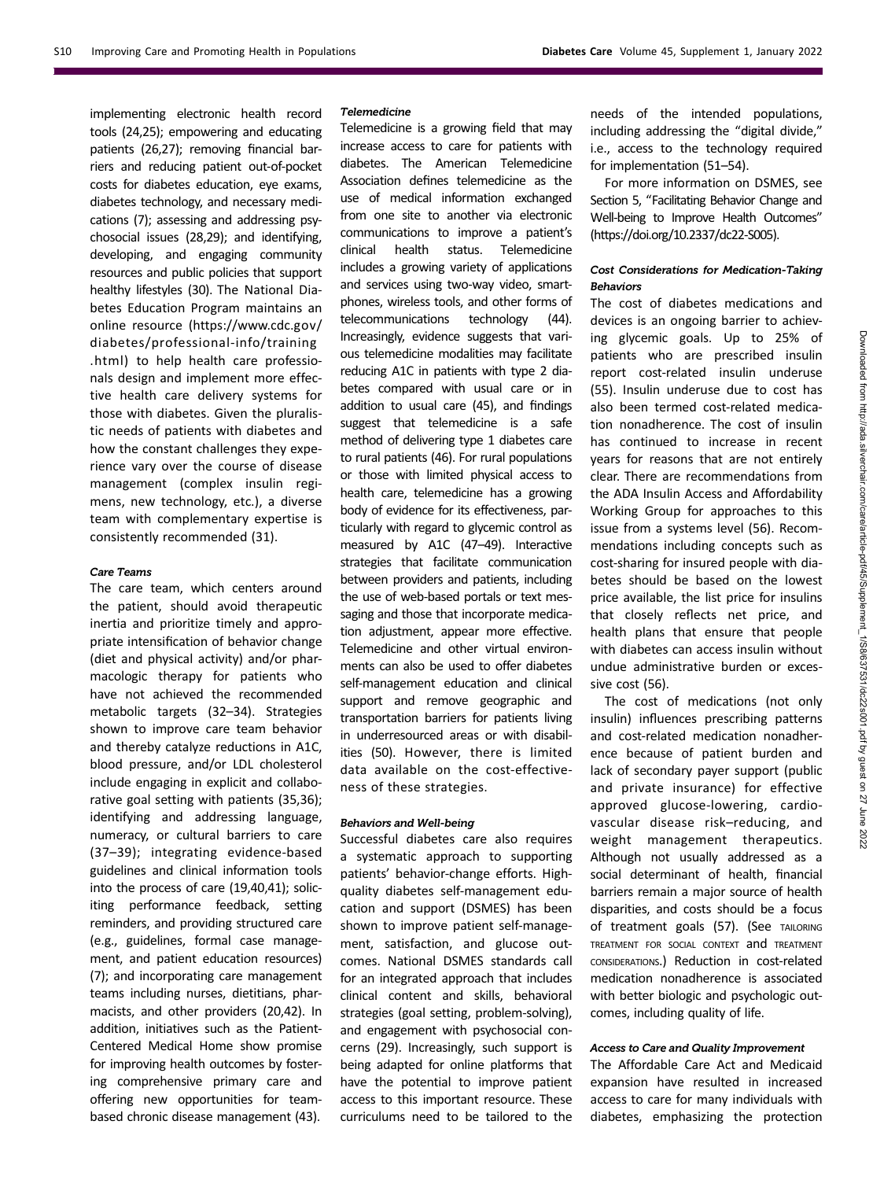implementing electronic health record tools (24,25); empowering and educating patients (26,27); removing financial barriers and reducing patient out-of-pocket costs for diabetes education, eye exams, diabetes technology, and necessary medications (7); assessing and addressing psychosocial issues (28,29); and identifying, developing, and engaging community resources and public policies that support healthy lifestyles (30). The National Diabetes Education Program maintains an online resource (https://www.cdc.gov/diabetes/professional-info/training.html) to help health care professionals design and implement more effective health care delivery systems for those with diabetes. Given the pluralistic needs of patients with diabetes and how the constant challenges they experience vary over the course of disease management (complex insulin regimens, new technology, etc.), a diverse team with complementary expertise is consistently recommended (31).

#### *Care Teams*

The care team, which centers around the patient, should avoid therapeutic inertia and prioritize timely and appropriate intensification of behavior change (diet and physical activity) and/or pharmacologic therapy for patients who have not achieved the recommended metabolic targets (32–34). Strategies shown to improve care team behavior and thereby catalyze reductions in A1C, blood pressure, and/or LDL cholesterol include engaging in explicit and collaborative goal setting with patients (35,36); identifying and addressing language, numeracy, or cultural barriers to care (37–39); integrating evidence-based guidelines and clinical information tools into the process of care (19,40,41); soliciting performance feedback, setting reminders, and providing structured care (e.g., guidelines, formal case management, and patient education resources) (7); and incorporating care management teams including nurses, dietitians, pharmacists, and other providers (20,42). In addition, initiatives such as the Patient-Centered Medical Home show promise for improving health outcomes by fostering comprehensive primary care and offering new opportunities for team-based chronic disease management (43).

#### *Telemedicine*

Telemedicine is a growing field that may increase access to care for patients with diabetes. The American Telemedicine Association defines telemedicine as the use of medical information exchanged from one site to another via electronic communications to improve a patient's clinical health status. Telemedicine includes a growing variety of applications and services using two-way video, smartphones, wireless tools, and other forms of telecommunications technology (44). Increasingly, evidence suggests that various telemedicine modalities may facilitate reducing A1C in patients with type 2 diabetes compared with usual care or in addition to usual care (45), and findings suggest that telemedicine is a safe method of delivering type 1 diabetes care to rural patients (46). For rural populations or those with limited physical access to health care, telemedicine has a growing body of evidence for its effectiveness, particularly with regard to glycemic control as measured by A1C (47–49). Interactive strategies that facilitate communication between providers and patients, including the use of web-based portals or text messaging and those that incorporate medication adjustment, appear more effective. Telemedicine and other virtual environments can also be used to offer diabetes self-management education and clinical support and remove geographic and transportation barriers for patients living in underresourced areas or with disabilities (50). However, there is limited data available on the cost-effectiveness of these strategies.

#### *Behaviors and Well-being*

Successful diabetes care also requires a systematic approach to supporting patients' behavior-change efforts. High-quality diabetes self-management education and support (DSMES) has been shown to improve patient self-management, satisfaction, and glucose outcomes. National DSMES standards call for an integrated approach that includes clinical content and skills, behavioral strategies (goal setting, problem-solving), and engagement with psychosocial concerns (29). Increasingly, such support is being adapted for online platforms that have the potential to improve patient access to this important resource. These curriculums need to be tailored to the needs of the intended populations, including addressing the "digital divide," i.e., access to the technology required for implementation (51–54).

For more information on DSMES, see Section 5, "Facilitating Behavior Change and Well-being to Improve Health Outcomes" (https://doi.org/10.2337/dc22-S005).

#### *Cost Considerations for Medication-Taking Behaviors*

The cost of diabetes medications and devices is an ongoing barrier to achieving glycemic goals. Up to 25% of patients who are prescribed insulin report cost-related insulin underuse (55). Insulin underuse due to cost has also been termed cost-related medication nonadherence. The cost of insulin has continued to increase in recent years for reasons that are not entirely clear. There are recommendations from the ADA Insulin Access and Affordability Working Group for approaches to this issue from a systems level (56). Recommendations including concepts such as cost-sharing for insured people with diabetes should be based on the lowest price available, the list price for insulins that closely reflects net price, and health plans that ensure that people with diabetes can access insulin without undue administrative burden or excessive cost (56).

The cost of medications (not only insulin) influences prescribing patterns and cost-related medication nonadherence because of patient burden and lack of secondary payer support (public and private insurance) for effective approved glucose-lowering, cardiovascular disease risk–reducing, and weight management therapeutics. Although not usually addressed as a social determinant of health, financial barriers remain a major source of health disparities, and costs should be a focus of treatment goals (57). (See TAILORING TREATMENT FOR SOCIAL CONTEXT and TREATMENT CONSIDERATIONS.) Reduction in cost-related medication nonadherence is associated with better biologic and psychologic outcomes, including quality of life.

#### *Access to Care and Quality Improvement*

The Affordable Care Act and Medicaid expansion have resulted in increased access to care for many individuals with diabetes, emphasizing the protection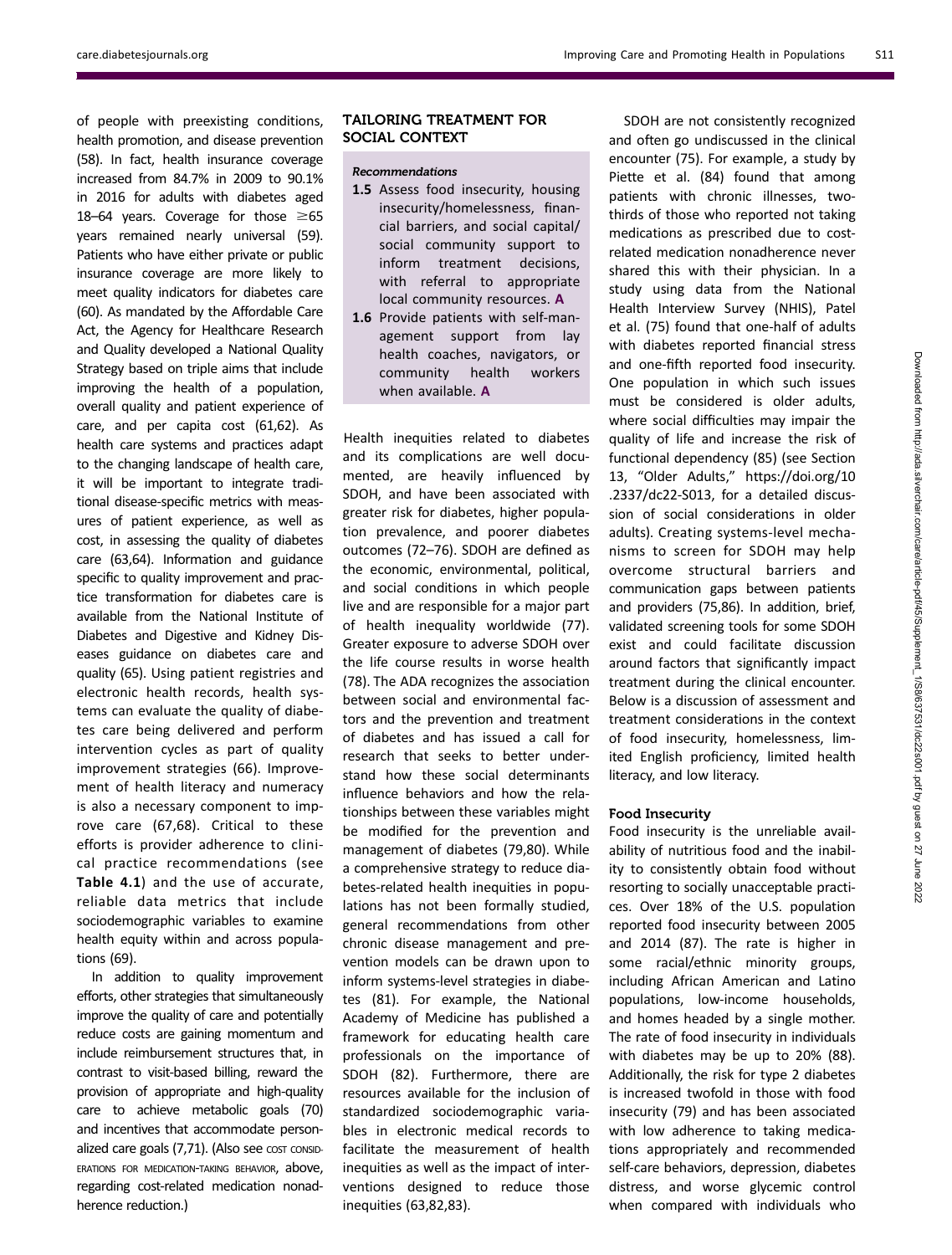of people with preexisting conditions, health promotion, and disease prevention (58). In fact, health insurance coverage increased from 84.7% in 2009 to 90.1% in 2016 for adults with diabetes aged 18–64 years. Coverage for those ≥65 years remained nearly universal (59). Patients who have either private or public insurance coverage are more likely to meet quality indicators for diabetes care (60). As mandated by the Affordable Care Act, the Agency for Healthcare Research and Quality developed a National Quality Strategy based on triple aims that include improving the health of a population, overall quality and patient experience of care, and per capita cost (61,62). As health care systems and practices adapt to the changing landscape of health care, it will be important to integrate traditional disease-specific metrics with measures of patient experience, as well as cost, in assessing the quality of diabetes care (63,64). Information and guidance specific to quality improvement and practice transformation for diabetes care is available from the National Institute of Diabetes and Digestive and Kidney Diseases guidance on diabetes care and quality (65). Using patient registries and electronic health records, health systems can evaluate the quality of diabetes care being delivered and perform intervention cycles as part of quality improvement strategies (66). Improvement of health literacy and numeracy is also a necessary component to improve care (67,68). Critical to these efforts is provider adherence to clinical practice recommendations (see **Table 4.1**) and the use of accurate, reliable data metrics that include sociodemographic variables to examine health equity within and across populations (69).

In addition to quality improvement efforts, other strategies that simultaneously improve the quality of care and potentially reduce costs are gaining momentum and include reimbursement structures that, in contrast to visit-based billing, reward the provision of appropriate and high-quality care to achieve metabolic goals (70) and incentives that accommodate personalized care goals (7,71). (Also see COST CONSIDERATIONS FOR MEDICATION-TAKING BEHAVIOR, above, regarding cost-related medication nonadherence reduction.)

## TAILORING TREATMENT FOR SOCIAL CONTEXT

*Recommendations*

**1.5** Assess food insecurity, housing insecurity/homelessness, financial barriers, and social capital/social community support to inform treatment decisions, with referral to appropriate local community resources. **A**

**1.6** Provide patients with self-management support from lay health coaches, navigators, or community health workers when available. **A**

Health inequities related to diabetes and its complications are well documented, are heavily influenced by SDOH, and have been associated with greater risk for diabetes, higher population prevalence, and poorer diabetes outcomes (72–76). SDOH are defined as the economic, environmental, political, and social conditions in which people live and are responsible for a major part of health inequality worldwide (77). Greater exposure to adverse SDOH over the life course results in worse health (78). The ADA recognizes the association between social and environmental factors and the prevention and treatment of diabetes and has issued a call for research that seeks to better understand how these social determinants influence behaviors and how the relationships between these variables might be modified for the prevention and management of diabetes (79,80). While a comprehensive strategy to reduce diabetes-related health inequities in populations has not been formally studied, general recommendations from other chronic disease management and prevention models can be drawn upon to inform systems-level strategies in diabetes (81). For example, the National Academy of Medicine has published a framework for educating health care professionals on the importance of SDOH (82). Furthermore, there are resources available for the inclusion of standardized sociodemographic variables in electronic medical records to facilitate the measurement of health inequities as well as the impact of interventions designed to reduce those inequities (63,82,83).

SDOH are not consistently recognized and often go undiscussed in the clinical encounter (75). For example, a study by Piette et al. (84) found that among patients with chronic illnesses, two-thirds of those who reported not taking medications as prescribed due to cost-related medication nonadherence never shared this with their physician. In a study using data from the National Health Interview Survey (NHIS), Patel et al. (75) found that one-half of adults with diabetes reported financial stress and one-fifth reported food insecurity. One population in which such issues must be considered is older adults, where social difficulties may impair the quality of life and increase the risk of functional dependency (85) (see Section 13, "Older Adults," https://doi.org/10.2337/dc22-S013, for a detailed discussion of social considerations in older adults). Creating systems-level mechanisms to screen for SDOH may help overcome structural barriers and communication gaps between patients and providers (75,86). In addition, brief, validated screening tools for some SDOH exist and could facilitate discussion around factors that significantly impact treatment during the clinical encounter. Below is a discussion of assessment and treatment considerations in the context of food insecurity, homelessness, limited English proficiency, limited health literacy, and low literacy.

### Food Insecurity

Food insecurity is the unreliable availability of nutritious food and the inability to consistently obtain food without resorting to socially unacceptable practices. Over 18% of the U.S. population reported food insecurity between 2005 and 2014 (87). The rate is higher in some racial/ethnic minority groups, including African American and Latino populations, low-income households, and homes headed by a single mother. The rate of food insecurity in individuals with diabetes may be up to 20% (88). Additionally, the risk for type 2 diabetes is increased twofold in those with food insecurity (79) and has been associated with low adherence to taking medications appropriately and recommended self-care behaviors, depression, diabetes distress, and worse glycemic control when compared with individuals who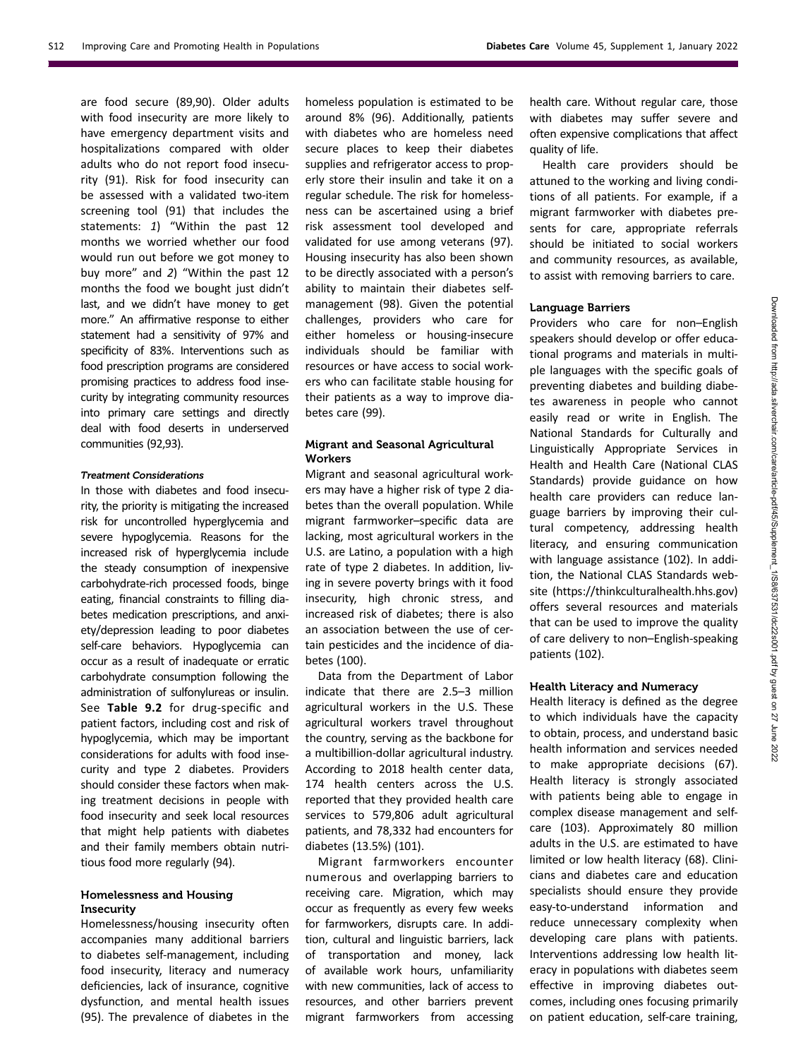are food secure (89,90). Older adults with food insecurity are more likely to have emergency department visits and hospitalizations compared with older adults who do not report food insecurity (91). Risk for food insecurity can be assessed with a validated two-item screening tool (91) that includes the statements: *1*) "Within the past 12 months we worried whether our food would run out before we got money to buy more" and *2*) "Within the past 12 months the food we bought just didn't last, and we didn't have money to get more." An affirmative response to either statement had a sensitivity of 97% and specificity of 83%. Interventions such as food prescription programs are considered promising practices to address food insecurity by integrating community resources into primary care settings and directly deal with food deserts in underserved communities (92,93).

#### *Treatment Considerations*

In those with diabetes and food insecurity, the priority is mitigating the increased risk for uncontrolled hyperglycemia and severe hypoglycemia. Reasons for the increased risk of hyperglycemia include the steady consumption of inexpensive carbohydrate-rich processed foods, binge eating, financial constraints to filling diabetes medication prescriptions, and anxiety/depression leading to poor diabetes self-care behaviors. Hypoglycemia can occur as a result of inadequate or erratic carbohydrate consumption following the administration of sulfonylureas or insulin. See **Table 9.2** for drug-specific and patient factors, including cost and risk of hypoglycemia, which may be important considerations for adults with food insecurity and type 2 diabetes. Providers should consider these factors when making treatment decisions in people with food insecurity and seek local resources that might help patients with diabetes and their family members obtain nutritious food more regularly (94).

### Homelessness and Housing Insecurity

Homelessness/housing insecurity often accompanies many additional barriers to diabetes self-management, including food insecurity, literacy and numeracy deficiencies, lack of insurance, cognitive dysfunction, and mental health issues (95). The prevalence of diabetes in the homeless population is estimated to be around 8% (96). Additionally, patients with diabetes who are homeless need secure places to keep their diabetes supplies and refrigerator access to properly store their insulin and take it on a regular schedule. The risk for homelessness can be ascertained using a brief risk assessment tool developed and validated for use among veterans (97). Housing insecurity has also been shown to be directly associated with a person's ability to maintain their diabetes self-management (98). Given the potential challenges, providers who care for either homeless or housing-insecure individuals should be familiar with resources or have access to social workers who can facilitate stable housing for their patients as a way to improve diabetes care (99).

### Migrant and Seasonal Agricultural Workers

Migrant and seasonal agricultural workers may have a higher risk of type 2 diabetes than the overall population. While migrant farmworker–specific data are lacking, most agricultural workers in the U.S. are Latino, a population with a high rate of type 2 diabetes. In addition, living in severe poverty brings with it food insecurity, high chronic stress, and increased risk of diabetes; there is also an association between the use of certain pesticides and the incidence of diabetes (100).

Data from the Department of Labor indicate that there are 2.5–3 million agricultural workers in the U.S. These agricultural workers travel throughout the country, serving as the backbone for a multibillion-dollar agricultural industry. According to 2018 health center data, 174 health centers across the U.S. reported that they provided health care services to 579,806 adult agricultural patients, and 78,332 had encounters for diabetes (13.5%) (101).

Migrant farmworkers encounter numerous and overlapping barriers to receiving care. Migration, which may occur as frequently as every few weeks for farmworkers, disrupts care. In addition, cultural and linguistic barriers, lack of transportation and money, lack of available work hours, unfamiliarity with new communities, lack of access to resources, and other barriers prevent migrant farmworkers from accessing health care. Without regular care, those with diabetes may suffer severe and often expensive complications that affect quality of life.

Health care providers should be attuned to the working and living conditions of all patients. For example, if a migrant farmworker with diabetes presents for care, appropriate referrals should be initiated to social workers and community resources, as available, to assist with removing barriers to care.

### Language Barriers

Providers who care for non–English speakers should develop or offer educational programs and materials in multiple languages with the specific goals of preventing diabetes and building diabetes awareness in people who cannot easily read or write in English. The National Standards for Culturally and Linguistically Appropriate Services in Health and Health Care (National CLAS Standards) provide guidance on how health care providers can reduce language barriers by improving their cultural competency, addressing health literacy, and ensuring communication with language assistance (102). In addition, the National CLAS Standards website (https://thinkculturalhealth.hhs.gov) offers several resources and materials that can be used to improve the quality of care delivery to non–English-speaking patients (102).

### Health Literacy and Numeracy

Health literacy is defined as the degree to which individuals have the capacity to obtain, process, and understand basic health information and services needed to make appropriate decisions (67). Health literacy is strongly associated with patients being able to engage in complex disease management and self-care (103). Approximately 80 million adults in the U.S. are estimated to have limited or low health literacy (68). Clinicians and diabetes care and education specialists should ensure they provide easy-to-understand information and reduce unnecessary complexity when developing care plans with patients. Interventions addressing low health literacy in populations with diabetes seem effective in improving diabetes outcomes, including ones focusing primarily on patient education, self-care training,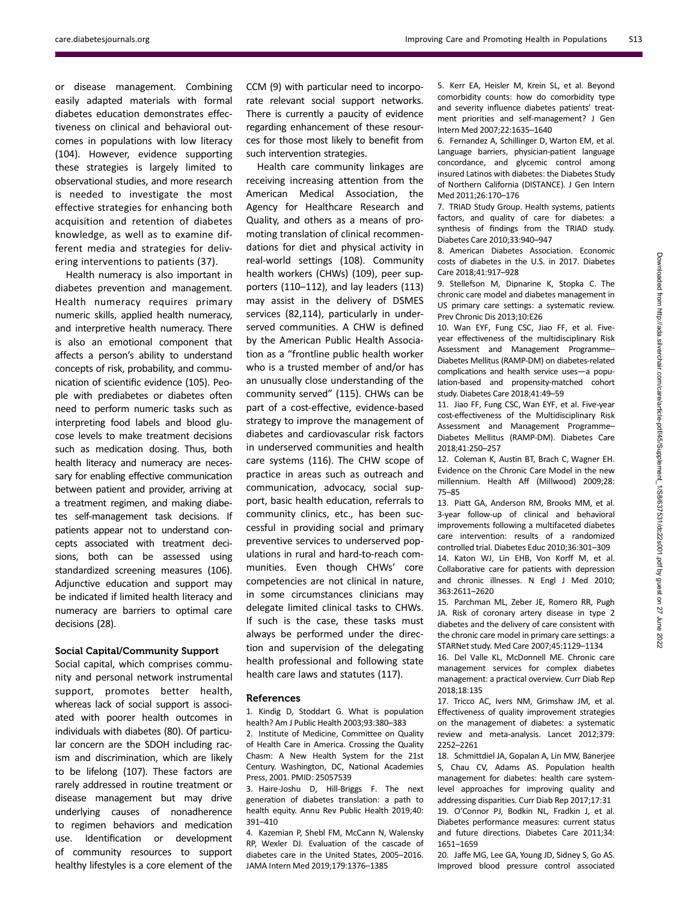or disease management. Combining easily adapted materials with formal diabetes education demonstrates effectiveness on clinical and behavioral outcomes in populations with low literacy (104). However, evidence supporting these strategies is largely limited to observational studies, and more research is needed to investigate the most effective strategies for enhancing both acquisition and retention of diabetes knowledge, as well as to examine different media and strategies for delivering interventions to patients (37).

Health numeracy is also important in diabetes prevention and management. Health numeracy requires primary numeric skills, applied health numeracy, and interpretive health numeracy. There is also an emotional component that affects a person's ability to understand concepts of risk, probability, and communication of scientific evidence (105). People with prediabetes or diabetes often need to perform numeric tasks such as interpreting food labels and blood glucose levels to make treatment decisions such as medication dosing. Thus, both health literacy and numeracy are necessary for enabling effective communication between patient and provider, arriving at a treatment regimen, and making diabetes self-management task decisions. If patients appear not to understand concepts associated with treatment decisions, both can be assessed using standardized screening measures (106). Adjunctive education and support may be indicated if limited health literacy and numeracy are barriers to optimal care decisions (28).

### Social Capital/Community Support

Social capital, which comprises community and personal network instrumental support, promotes better health, whereas lack of social support is associated with poorer health outcomes in individuals with diabetes (80). Of particular concern are the SDOH including racism and discrimination, which are likely to be lifelong (107). These factors are rarely addressed in routine treatment or disease management but may drive underlying causes of nonadherence to regimen behaviors and medication use. Identification or development of community resources to support healthy lifestyles is a core element of the CCM (9) with particular need to incorporate relevant social support networks. There is currently a paucity of evidence regarding enhancement of these resources for those most likely to benefit from such intervention strategies.

Health care community linkages are receiving increasing attention from the American Medical Association, the Agency for Healthcare Research and Quality, and others as a means of promoting translation of clinical recommendations for diet and physical activity in real-world settings (108). Community health workers (CHWs) (109), peer supporters (110–112), and lay leaders (113) may assist in the delivery of DSMES services (82,114), particularly in underserved communities. A CHW is defined by the American Public Health Association as a "frontline public health worker who is a trusted member of and/or has an unusually close understanding of the community served" (115). CHWs can be part of a cost-effective, evidence-based strategy to improve the management of diabetes and cardiovascular risk factors in underserved communities and health care systems (116). The CHW scope of practice in areas such as outreach and communication, advocacy, social support, basic health education, referrals to community clinics, etc., has been successful in providing social and primary preventive services to underserved populations in rural and hard-to-reach communities. Even though CHWs' core competencies are not clinical in nature, in some circumstances clinicians may delegate limited clinical tasks to CHWs. If such is the case, these tasks must always be performed under the direction and supervision of the delegating health professional and following state health care laws and statutes (117).

## References

1. Kindig D, Stoddart G. What is population health? Am J Public Health 2003;93:380–383
2. Institute of Medicine, Committee on Quality of Health Care in America. Crossing the Quality Chasm: A New Health System for the 21st Century. Washington, DC, National Academies Press, 2001. PMID: 25057539
3. Haire-Joshu D, Hill-Briggs F. The next generation of diabetes translation: a path to health equity. Annu Rev Public Health 2019;40: 391–410
4. Kazemian P, Shebl FM, McCann N, Walensky RP, Wexler DJ. Evaluation of the cascade of diabetes care in the United States, 2005–2016. JAMA Intern Med 2019;179:1376–1385
5. Kerr EA, Heisler M, Krein SL, et al. Beyond comorbidity counts: how do comorbidity type and severity influence diabetes patients' treatment priorities and self-management? J Gen Intern Med 2007;22:1635–1640
6. Fernandez A, Schillinger D, Warton EM, et al. Language barriers, physician-patient language concordance, and glycemic control among insured Latinos with diabetes: the Diabetes Study of Northern California (DISTANCE). J Gen Intern Med 2011;26:170–176
7. TRIAD Study Group. Health systems, patients factors, and quality of care for diabetes: a synthesis of findings from the TRIAD study. Diabetes Care 2010;33:940–947
8. American Diabetes Association. Economic costs of diabetes in the U.S. in 2017. Diabetes Care 2018;41:917–928
9. Stellefson M, Dipnarine K, Stopka C. The chronic care model and diabetes management in US primary care settings: a systematic review. Prev Chronic Dis 2013;10:E26
10. Wan EYF, Fung CSC, Jiao FF, et al. Five-year effectiveness of the multidisciplinary Risk Assessment and Management Programme–Diabetes Mellitus (RAMP-DM) on diabetes-related complications and health service uses—a population-based and propensity-matched cohort study. Diabetes Care 2018;41:49–59
11. Jiao FF, Fung CSC, Wan EYF, et al. Five-year cost-effectiveness of the Multidisciplinary Risk Assessment and Management Programme–Diabetes Mellitus (RAMP-DM). Diabetes Care 2018;41:250–257
12. Coleman K, Austin BT, Brach C, Wagner EH. Evidence on the Chronic Care Model in the new millennium. Health Aff (Millwood) 2009;28: 75–85
13. Piatt GA, Anderson RM, Brooks MM, et al. 3-year follow-up of clinical and behavioral improvements following a multifaceted diabetes care intervention: results of a randomized controlled trial. Diabetes Educ 2010;36:301–309
14. Katon WJ, Lin EHB, Von Korff M, et al. Collaborative care for patients with depression and chronic illnesses. N Engl J Med 2010; 363:2611–2620
15. Parchman ML, Zeber JE, Romero RR, Pugh JA. Risk of coronary artery disease in type 2 diabetes and the delivery of care consistent with the chronic care model in primary care settings: a STARNet study. Med Care 2007;45:1129–1134
16. Del Valle KL, McDonnell ME. Chronic care management services for complex diabetes management: a practical overview. Curr Diab Rep 2018;18:135
17. Tricco AC, Ivers NM, Grimshaw JM, et al. Effectiveness of quality improvement strategies on the management of diabetes: a systematic review and meta-analysis. Lancet 2012;379: 2252–2261
18. Schmittdiel JA, Gopalan A, Lin MW, Banerjee S, Chau CV, Adams AS. Population health management for diabetes: health care system-level approaches for improving quality and addressing disparities. Curr Diab Rep 2017;17:31
19. O'Connor PJ, Bodkin NL, Fradkin J, et al. Diabetes performance measures: current status and future directions. Diabetes Care 2011;34: 1651–1659
20. Jaffe MG, Lee GA, Young JD, Sidney S, Go AS. Improved blood pressure control associated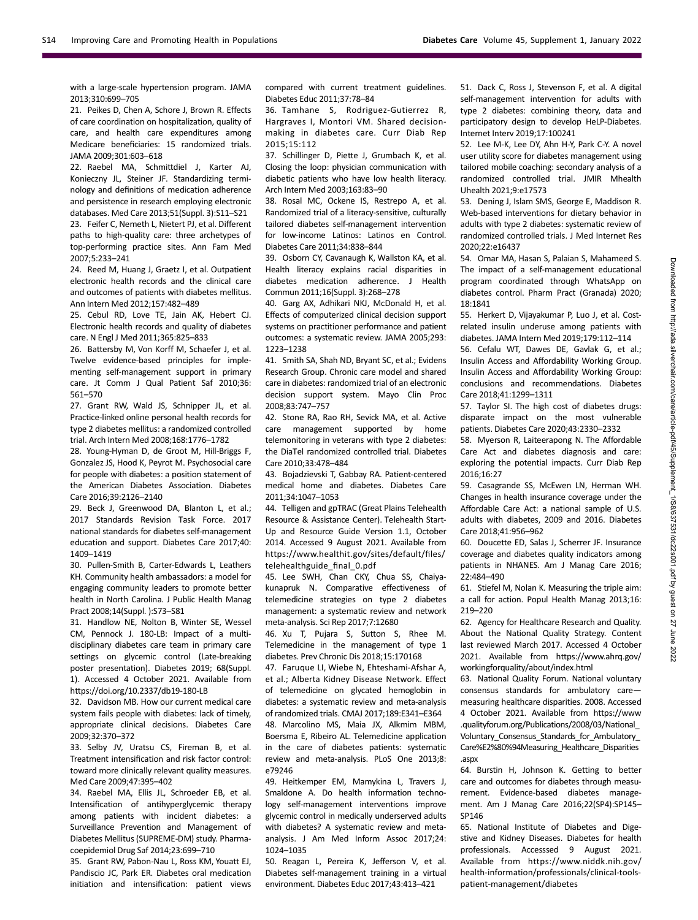with a large-scale hypertension program. JAMA 2013;310:699–705

21. Peikes D, Chen A, Schore J, Brown R. Effects of care coordination on hospitalization, quality of care, and health care expenditures among Medicare beneficiaries: 15 randomized trials. JAMA 2009;301:603–618

22. Raebel MA, Schmittdiel J, Karter AJ, Konieczny JL, Steiner JF. Standardizing terminology and definitions of medication adherence and persistence in research employing electronic databases. Med Care 2013;51(Suppl. 3):S11–S21

23. Feifer C, Nemeth L, Nietert PJ, et al. Different paths to high-quality care: three archetypes of top-performing practice sites. Ann Fam Med 2007;5:233–241

24. Reed M, Huang J, Graetz I, et al. Outpatient electronic health records and the clinical care and outcomes of patients with diabetes mellitus. Ann Intern Med 2012;157:482–489

25. Cebul RD, Love TE, Jain AK, Hebert CJ. Electronic health records and quality of diabetes care. N Engl J Med 2011;365:825–833

26. Battersby M, Von Korff M, Schaefer J, et al. Twelve evidence-based principles for implementing self-management support in primary care. Jt Comm J Qual Patient Saf 2010;36: 561–570

27. Grant RW, Wald JS, Schnipper JL, et al. Practice-linked online personal health records for type 2 diabetes mellitus: a randomized controlled trial. Arch Intern Med 2008;168:1776–1782

28. Young-Hyman D, de Groot M, Hill-Briggs F, Gonzalez JS, Hood K, Peyrot M. Psychosocial care for people with diabetes: a position statement of the American Diabetes Association. Diabetes Care 2016;39:2126–2140

29. Beck J, Greenwood DA, Blanton L, et al.; 2017 Standards Revision Task Force. 2017 national standards for diabetes self-management education and support. Diabetes Care 2017;40: 1409–1419

30. Pullen-Smith B, Carter-Edwards L, Leathers KH. Community health ambassadors: a model for engaging community leaders to promote better health in North Carolina. J Public Health Manag Pract 2008;14(Suppl. ):S73–S81

31. Handlow NE, Nolton B, Winter SE, Wessel CM, Pennock J. 180-LB: Impact of a multidisciplinary diabetes care team in primary care settings on glycemic control (Late-breaking poster presentation). Diabetes 2019; 68(Suppl. 1). Accessed 4 October 2021. Available from https://doi.org/10.2337/db19-180-LB

32. Davidson MB. How our current medical care system fails people with diabetes: lack of timely, appropriate clinical decisions. Diabetes Care 2009;32:370–372

33. Selby JV, Uratsu CS, Fireman B, et al. Treatment intensification and risk factor control: toward more clinically relevant quality measures. Med Care 2009;47:395–402

34. Raebel MA, Ellis JL, Schroeder EB, et al. Intensification of antihyperglycemic therapy among patients with incident diabetes: a Surveillance Prevention and Management of Diabetes Mellitus (SUPREME-DM) study. Pharmacoepidemiol Drug Saf 2014;23:699–710

35. Grant RW, Pabon-Nau L, Ross KM, Youatt EJ, Pandiscio JC, Park ER. Diabetes oral medication initiation and intensification: patient views compared with current treatment guidelines. Diabetes Educ 2011;37:78–84

36. Tamhane S, Rodriguez-Gutierrez R, Hargraves I, Montori VM. Shared decision-making in diabetes care. Curr Diab Rep 2015;15:112

37. Schillinger D, Piette J, Grumbach K, et al. Closing the loop: physician communication with diabetic patients who have low health literacy. Arch Intern Med 2003;163:83–90

38. Rosal MC, Ockene IS, Restrepo A, et al. Randomized trial of a literacy-sensitive, culturally tailored diabetes self-management intervention for low-income Latinos: Latinos en Control. Diabetes Care 2011;34:838–844

39. Osborn CY, Cavanaugh K, Wallston KA, et al. Health literacy explains racial disparities in diabetes medication adherence. J Health Commun 2011;16(Suppl. 3):268–278

40. Garg AX, Adhikari NKJ, McDonald H, et al. Effects of computerized clinical decision support systems on practitioner performance and patient outcomes: a systematic review. JAMA 2005;293: 1223–1238

41. Smith SA, Shah ND, Bryant SC, et al.; Evidens Research Group. Chronic care model and shared care in diabetes: randomized trial of an electronic decision support system. Mayo Clin Proc 2008;83:747–757

42. Stone RA, Rao RH, Sevick MA, et al. Active care management supported by home telemonitoring in veterans with type 2 diabetes: the DiaTel randomized controlled trial. Diabetes Care 2010;33:478–484

43. Bojadzievski T, Gabbay RA. Patient-centered medical home and diabetes. Diabetes Care 2011;34:1047–1053

44. Telligen and gpTRAC (Great Plains Telehealth Resource & Assistance Center). Telehealth Start-Up and Resource Guide Version 1.1, October 2014. Accessed 9 August 2021. Available from https://www.healthit.gov/sites/default/files/telehealthguide_final_0.pdf

45. Lee SWH, Chan CKY, Chua SS, Chaiyakunapruk N. Comparative effectiveness of telemedicine strategies on type 2 diabetes management: a systematic review and network meta-analysis. Sci Rep 2017;7:12680

46. Xu T, Pujara S, Sutton S, Rhee M. Telemedicine in the management of type 1 diabetes. Prev Chronic Dis 2018;15:170168

47. Faruque LI, Wiebe N, Ehteshami-Afshar A, et al.; Alberta Kidney Disease Network. Effect of telemedicine on glycated hemoglobin in diabetes: a systematic review and meta-analysis of randomized trials. CMAJ 2017;189:E341–E364

48. Marcolino MS, Maia JX, Alkmim MBM, Boersma E, Ribeiro AL. Telemedicine application in the care of diabetes patients: systematic review and meta-analysis. PLoS One 2013;8: e79246

49. Heitkemper EM, Mamykina L, Travers J, Smaldone A. Do health information technology self-management interventions improve glycemic control in medically underserved adults with diabetes? A systematic review and meta-analysis. J Am Med Inform Assoc 2017;24: 1024–1035

50. Reagan L, Pereira K, Jefferson V, et al. Diabetes self-management training in a virtual environment. Diabetes Educ 2017;43:413–421

51. Dack C, Ross J, Stevenson F, et al. A digital self-management intervention for adults with type 2 diabetes: combining theory, data and participatory design to develop HeLP-Diabetes. Internet Interv 2019;17:100241

52. Lee M-K, Lee DY, Ahn H-Y, Park C-Y. A novel user utility score for diabetes management using tailored mobile coaching: secondary analysis of a randomized controlled trial. JMIR Mhealth Uhealth 2021;9:e17573

53. Dening J, Islam SMS, George E, Maddison R. Web-based interventions for dietary behavior in adults with type 2 diabetes: systematic review of randomized controlled trials. J Med Internet Res 2020;22:e16437

54. Omar MA, Hasan S, Palaian S, Mahameed S. The impact of a self-management educational program coordinated through WhatsApp on diabetes control. Pharm Pract (Granada) 2020; 18:1841

55. Herkert D, Vijayakumar P, Luo J, et al. Cost-related insulin underuse among patients with diabetes. JAMA Intern Med 2019;179:112–114

56. Cefalu WT, Dawes DE, Gavlak G, et al.; Insulin Access and Affordability Working Group. Insulin Access and Affordability Working Group: conclusions and recommendations. Diabetes Care 2018;41:1299–1311

57. Taylor SI. The high cost of diabetes drugs: disparate impact on the most vulnerable patients. Diabetes Care 2020;43:2330–2332

58. Myerson R, Laiteerapong N. The Affordable Care Act and diabetes diagnosis and care: exploring the potential impacts. Curr Diab Rep 2016;16:27

59. Casagrande SS, McEwen LN, Herman WH. Changes in health insurance coverage under the Affordable Care Act: a national sample of U.S. adults with diabetes, 2009 and 2016. Diabetes Care 2018;41:956–962

60. Doucette ED, Salas J, Scherrer JF. Insurance coverage and diabetes quality indicators among patients in NHANES. Am J Manag Care 2016; 22:484–490

61. Stiefel M, Nolan K. Measuring the triple aim: a call for action. Popul Health Manag 2013;16: 219–220

62. Agency for Healthcare Research and Quality. About the National Quality Strategy. Content last reviewed March 2017. Accessed 4 October 2021. Available from https://www.ahrq.gov/workingforquality/about/index.html

63. National Quality Forum. National voluntary consensus standards for ambulatory care—measuring healthcare disparities. 2008. Accessed 4 October 2021. Available from https://www.qualityforum.org/Publications/2008/03/National_Voluntary_Consensus_Standards_for_Ambulatory_Care%E2%80%94Measuring_Healthcare_Disparities.aspx

64. Burstin H, Johnson K. Getting to better care and outcomes for diabetes through measurement. Evidence-based diabetes management. Am J Manag Care 2016;22(SP4):SP145–SP146

65. National Institute of Diabetes and Digestive and Kidney Diseases. Diabetes for health professionals. Accesssed 9 August 2021. Available from https://www.niddk.nih.gov/health-information/professionals/clinical-tools-patient-management/diabetes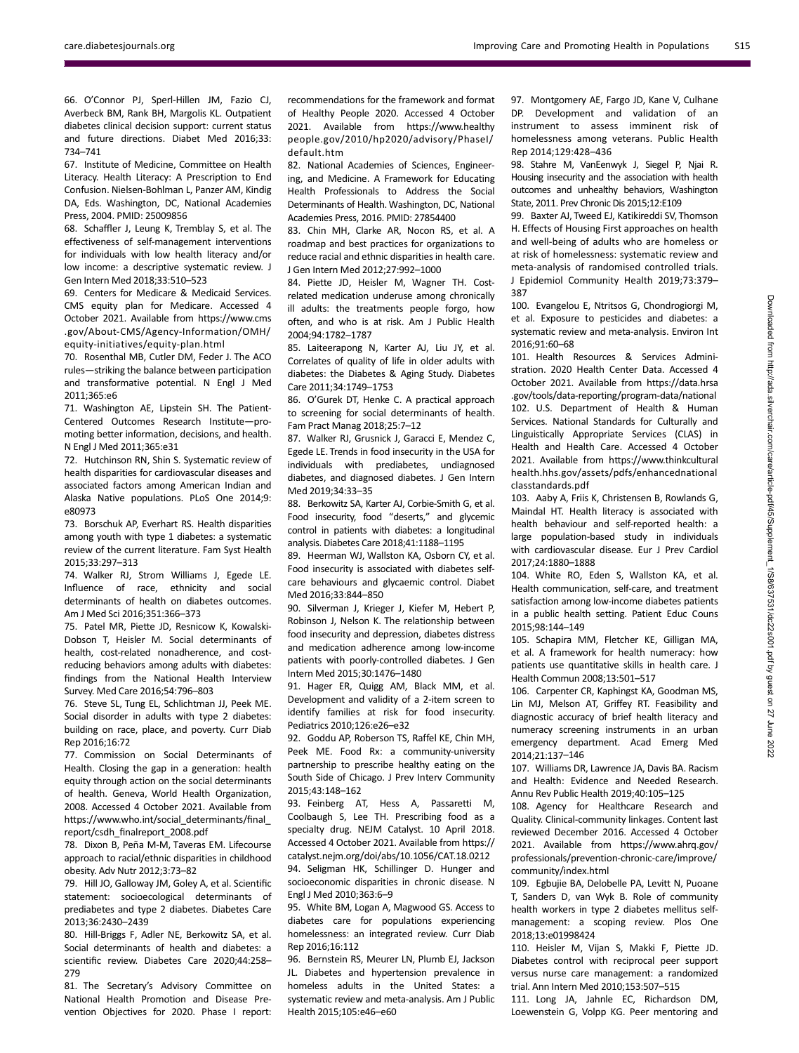66. O'Connor PJ, Sperl-Hillen JM, Fazio CJ, Averbeck BM, Rank BH, Margolis KL. Outpatient diabetes clinical decision support: current status and future directions. Diabet Med 2016;33: 734–741

67. Institute of Medicine, Committee on Health Literacy. Health Literacy: A Prescription to End Confusion. Nielsen-Bohlman L, Panzer AM, Kindig DA, Eds. Washington, DC, National Academies Press, 2004. PMID: 25009856

68. Schaffler J, Leung K, Tremblay S, et al. The effectiveness of self-management interventions for individuals with low health literacy and/or low income: a descriptive systematic review. J Gen Intern Med 2018;33:510–523

69. Centers for Medicare & Medicaid Services. CMS equity plan for Medicare. Accessed 4 October 2021. Available from https://www.cms.gov/About-CMS/Agency-Information/OMH/equity-initiatives/equity-plan.html

70. Rosenthal MB, Cutler DM, Feder J. The ACO rules—striking the balance between participation and transformative potential. N Engl J Med 2011;365:e6

71. Washington AE, Lipstein SH. The Patient-Centered Outcomes Research Institute—promoting better information, decisions, and health. N Engl J Med 2011;365:e31

72. Hutchinson RN, Shin S. Systematic review of health disparities for cardiovascular diseases and associated factors among American Indian and Alaska Native populations. PLoS One 2014;9: e80973

73. Borschuk AP, Everhart RS. Health disparities among youth with type 1 diabetes: a systematic review of the current literature. Fam Syst Health 2015;33:297–313

74. Walker RJ, Strom Williams J, Egede LE. Influence of race, ethnicity and social determinants of health on diabetes outcomes. Am J Med Sci 2016;351:366–373

75. Patel MR, Piette JD, Resnicow K, Kowalski-Dobson T, Heisler M. Social determinants of health, cost-related nonadherence, and cost-reducing behaviors among adults with diabetes: findings from the National Health Interview Survey. Med Care 2016;54:796–803

76. Steve SL, Tung EL, Schlichtman JJ, Peek ME. Social disorder in adults with type 2 diabetes: building on race, place, and poverty. Curr Diab Rep 2016;16:72

77. Commission on Social Determinants of Health. Closing the gap in a generation: health equity through action on the social determinants of health. Geneva, World Health Organization, 2008. Accessed 4 October 2021. Available from https://www.who.int/social_determinants/final_report/csdh_finalreport_2008.pdf

78. Dixon B, Peña M-M, Taveras EM. Lifecourse approach to racial/ethnic disparities in childhood obesity. Adv Nutr 2012;3:73–82

79. Hill JO, Galloway JM, Goley A, et al. Scientific statement: socioecological determinants of prediabetes and type 2 diabetes. Diabetes Care 2013;36:2430–2439

80. Hill-Briggs F, Adler NE, Berkowitz SA, et al. Social determinants of health and diabetes: a scientific review. Diabetes Care 2020;44:258–279

81. The Secretary's Advisory Committee on National Health Promotion and Disease Prevention Objectives for 2020. Phase I report: recommendations for the framework and format of Healthy People 2020. Accessed 4 October 2021. Available from https://www.healthypeople.gov/2010/hp2020/advisory/PhaseI/default.htm

82. National Academies of Sciences, Engineering, and Medicine. A Framework for Educating Health Professionals to Address the Social Determinants of Health. Washington, DC, National Academies Press, 2016. PMID: 27854400

83. Chin MH, Clarke AR, Nocon RS, et al. A roadmap and best practices for organizations to reduce racial and ethnic disparities in health care. J Gen Intern Med 2012;27:992–1000

84. Piette JD, Heisler M, Wagner TH. Cost-related medication underuse among chronically ill adults: the treatments people forgo, how often, and who is at risk. Am J Public Health 2004;94:1782–1787

85. Laiteerapong N, Karter AJ, Liu JY, et al. Correlates of quality of life in older adults with diabetes: the Diabetes & Aging Study. Diabetes Care 2011;34:1749–1753

86. O'Gurek DT, Henke C. A practical approach to screening for social determinants of health. Fam Pract Manag 2018;25:7–12

87. Walker RJ, Grusnick J, Garacci E, Mendez C, Egede LE. Trends in food insecurity in the USA for individuals with prediabetes, undiagnosed diabetes, and diagnosed diabetes. J Gen Intern Med 2019;34:33–35

88. Berkowitz SA, Karter AJ, Corbie-Smith G, et al. Food insecurity, food "deserts," and glycemic control in patients with diabetes: a longitudinal analysis. Diabetes Care 2018;41:1188–1195

89. Heerman WJ, Wallston KA, Osborn CY, et al. Food insecurity is associated with diabetes self-care behaviours and glycaemic control. Diabet Med 2016;33:844–850

90. Silverman J, Krieger J, Kiefer M, Hebert P, Robinson J, Nelson K. The relationship between food insecurity and depression, diabetes distress and medication adherence among low-income patients with poorly-controlled diabetes. J Gen Intern Med 2015;30:1476–1480

91. Hager ER, Quigg AM, Black MM, et al. Development and validity of a 2-item screen to identify families at risk for food insecurity. Pediatrics 2010;126:e26–e32

92. Goddu AP, Roberson TS, Raffel KE, Chin MH, Peek ME. Food Rx: a community-university partnership to prescribe healthy eating on the South Side of Chicago. J Prev Interv Community 2015;43:148–162

93. Feinberg AT, Hess A, Passaretti M, Coolbaugh S, Lee TH. Prescribing food as a specialty drug. NEJM Catalyst. 10 April 2018. Accessed 4 October 2021. Available from https://catalyst.nejm.org/doi/abs/10.1056/CAT.18.0212

94. Seligman HK, Schillinger D. Hunger and socioeconomic disparities in chronic disease. N Engl J Med 2010;363:6–9

95. White BM, Logan A, Magwood GS. Access to diabetes care for populations experiencing homelessness: an integrated review. Curr Diab Rep 2016;16:112

96. Bernstein RS, Meurer LN, Plumb EJ, Jackson JL. Diabetes and hypertension prevalence in homeless adults in the United States: a systematic review and meta-analysis. Am J Public Health 2015;105:e46–e60

97. Montgomery AE, Fargo JD, Kane V, Culhane DP. Development and validation of an instrument to assess imminent risk of homelessness among veterans. Public Health Rep 2014;129:428–436

98. Stahre M, VanEenwyk J, Siegel P, Njai R. Housing insecurity and the association with health outcomes and unhealthy behaviors, Washington State, 2011. Prev Chronic Dis 2015;12:E109

99. Baxter AJ, Tweed EJ, Katikireddi SV, Thomson H. Effects of Housing First approaches on health and well-being of adults who are homeless or at risk of homelessness: systematic review and meta-analysis of randomised controlled trials. J Epidemiol Community Health 2019;73:379–387

100. Evangelou E, Ntritsos G, Chondrogiorgi M, et al. Exposure to pesticides and diabetes: a systematic review and meta-analysis. Environ Int 2016;91:60–68

101. Health Resources & Services Administration. 2020 Health Center Data. Accessed 4 October 2021. Available from https://data.hrsa.gov/tools/data-reporting/program-data/national

102. U.S. Department of Health & Human Services. National Standards for Culturally and Linguistically Appropriate Services (CLAS) in Health and Health Care. Accessed 4 October 2021. Available from https://www.thinkculturalhealth.hhs.gov/assets/pdfs/enhancednationalclasstandards.pdf

103. Aaby A, Friis K, Christensen B, Rowlands G, Maindal HT. Health literacy is associated with health behaviour and self-reported health: a large population-based study in individuals with cardiovascular disease. Eur J Prev Cardiol 2017;24:1880–1888

104. White RO, Eden S, Wallston KA, et al. Health communication, self-care, and treatment satisfaction among low-income diabetes patients in a public health setting. Patient Educ Couns 2015;98:144–149

105. Schapira MM, Fletcher KE, Gilligan MA, et al. A framework for health numeracy: how patients use quantitative skills in health care. J Health Commun 2008;13:501–517

106. Carpenter CR, Kaphingst KA, Goodman MS, Lin MJ, Melson AT, Griffey RT. Feasibility and diagnostic accuracy of brief health literacy and numeracy screening instruments in an urban emergency department. Acad Emerg Med 2014;21:137–146

107. Williams DR, Lawrence JA, Davis BA. Racism and Health: Evidence and Needed Research. Annu Rev Public Health 2019;40:105–125

108. Agency for Healthcare Research and Quality. Clinical-community linkages. Content last reviewed December 2016. Accessed 4 October 2021. Available from https://www.ahrq.gov/professionals/prevention-chronic-care/improve/community/index.html

109. Egbujie BA, Delobelle PA, Levitt N, Puoane T, Sanders D, van Wyk B. Role of community health workers in type 2 diabetes mellitus self-management: a scoping review. Plos One 2018;13:e01998424

110. Heisler M, Vijan S, Makki F, Piette JD. Diabetes control with reciprocal peer support versus nurse care management: a randomized trial. Ann Intern Med 2010;153:507–515

111. Long JA, Jahnle EC, Richardson DM, Loewenstein G, Volpp KG. Peer mentoring and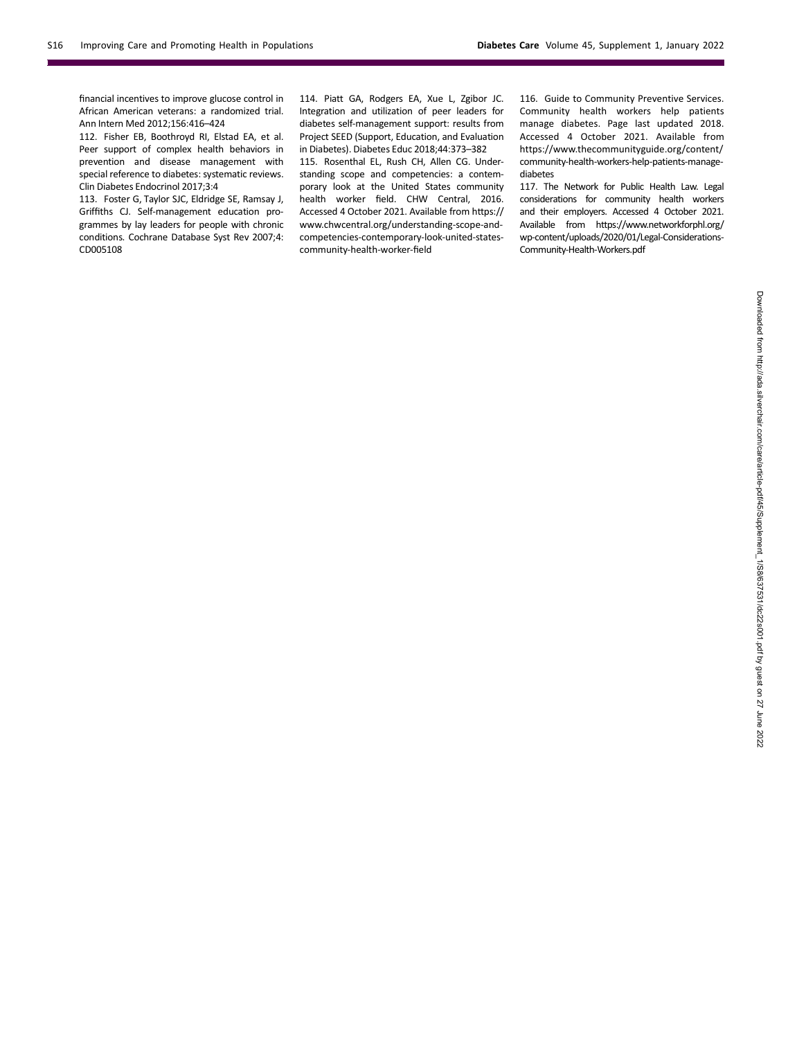financial incentives to improve glucose control in African American veterans: a randomized trial. Ann Intern Med 2012;156:416–424

112. Fisher EB, Boothroyd RI, Elstad EA, et al. Peer support of complex health behaviors in prevention and disease management with special reference to diabetes: systematic reviews. Clin Diabetes Endocrinol 2017;3:4

113. Foster G, Taylor SJC, Eldridge SE, Ramsay J, Griffiths CJ. Self-management education programmes by lay leaders for people with chronic conditions. Cochrane Database Syst Rev 2007;4:CD005108

114. Piatt GA, Rodgers EA, Xue L, Zgibor JC. Integration and utilization of peer leaders for diabetes self-management support: results from Project SEED (Support, Education, and Evaluation in Diabetes). Diabetes Educ 2018;44:373–382

115. Rosenthal EL, Rush CH, Allen CG. Understanding scope and competencies: a contemporary look at the United States community health worker field. CHW Central, 2016. Accessed 4 October 2021. Available from https://www.chwcentral.org/understanding-scope-and-competencies-contemporary-look-united-states-community-health-worker-field

116. Guide to Community Preventive Services. Community health workers help patients manage diabetes. Page last updated 2018. Accessed 4 October 2021. Available from https://www.thecommunityguide.org/content/community-health-workers-help-patients-manage-diabetes

117. The Network for Public Health Law. Legal considerations for community health workers and their employers. Accessed 4 October 2021. Available from https://www.networkforphl.org/wp-content/uploads/2020/01/Legal-Considerations-Community-Health-Workers.pdf